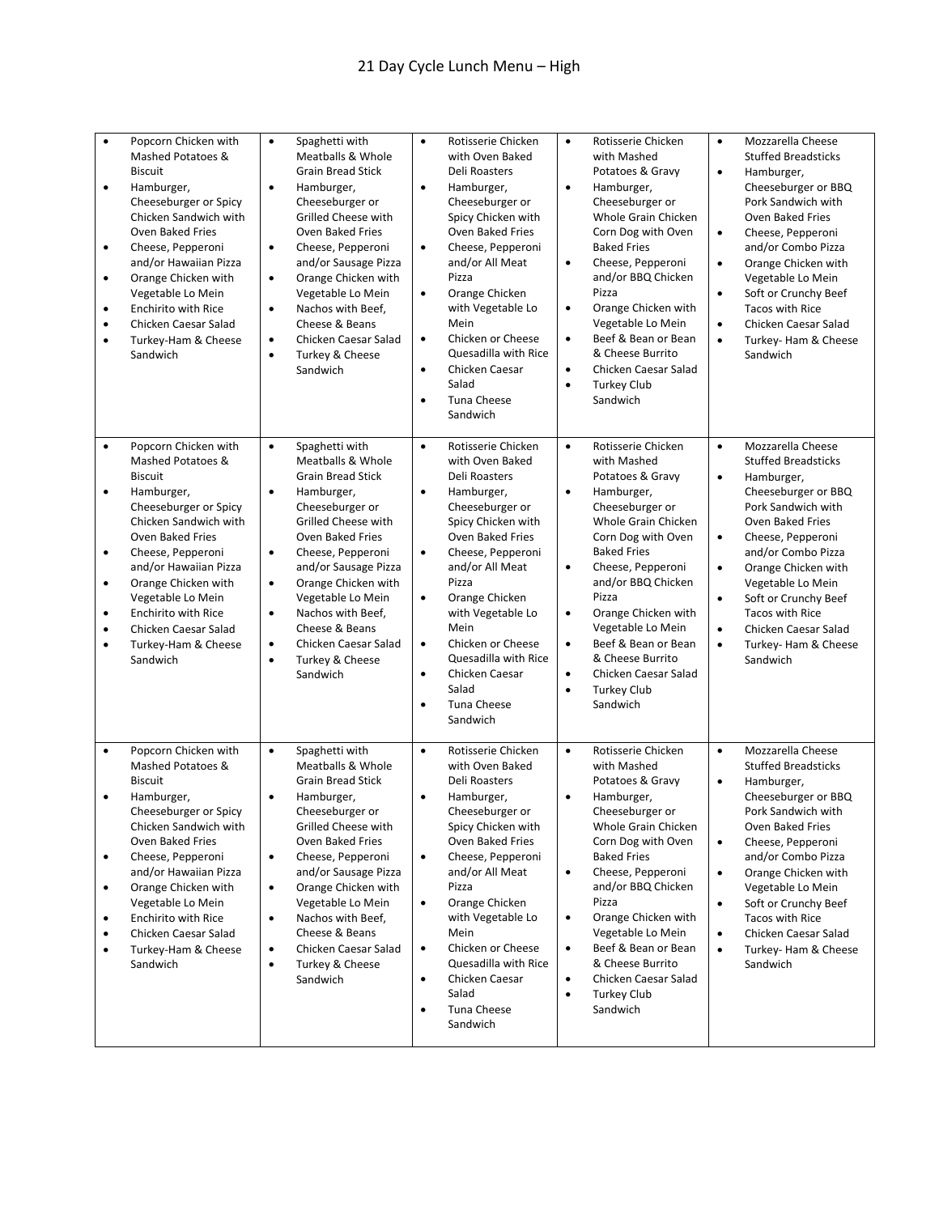# 21 Day Cycle Lunch Menu – High

| | | | | |
|---|---|---|---|---|
| • Popcorn Chicken with Mashed Potatoes & Biscuit<br>• Hamburger, Cheeseburger or Spicy Chicken Sandwich with Oven Baked Fries<br>• Cheese, Pepperoni and/or Hawaiian Pizza<br>• Orange Chicken with Vegetable Lo Mein<br>• Enchirito with Rice<br>• Chicken Caesar Salad<br>• Turkey-Ham & Cheese Sandwich | • Spaghetti with Meatballs & Whole Grain Bread Stick<br>• Hamburger, Cheeseburger or Grilled Cheese with Oven Baked Fries<br>• Cheese, Pepperoni and/or Sausage Pizza<br>• Orange Chicken with Vegetable Lo Mein<br>• Nachos with Beef, Cheese & Beans<br>• Chicken Caesar Salad<br>• Turkey & Cheese Sandwich | • Rotisserie Chicken with Oven Baked Deli Roasters<br>• Hamburger, Cheeseburger or Spicy Chicken with Oven Baked Fries<br>• Cheese, Pepperoni and/or All Meat Pizza<br>• Orange Chicken with Vegetable Lo Mein<br>• Chicken or Cheese Quesadilla with Rice<br>• Chicken Caesar Salad<br>• Tuna Cheese Sandwich | • Rotisserie Chicken with Mashed Potatoes & Gravy<br>• Hamburger, Cheeseburger or Whole Grain Chicken Corn Dog with Oven Baked Fries<br>• Cheese, Pepperoni and/or BBQ Chicken Pizza<br>• Orange Chicken with Vegetable Lo Mein<br>• Beef & Bean or Bean & Cheese Burrito<br>• Chicken Caesar Salad<br>• Turkey Club Sandwich | • Mozzarella Cheese Stuffed Breadsticks<br>• Hamburger, Cheeseburger or BBQ Pork Sandwich with Oven Baked Fries<br>• Cheese, Pepperoni and/or Combo Pizza<br>• Orange Chicken with Vegetable Lo Mein<br>• Soft or Crunchy Beef Tacos with Rice<br>• Chicken Caesar Salad<br>• Turkey- Ham & Cheese Sandwich |
| • Popcorn Chicken with Mashed Potatoes & Biscuit<br>• Hamburger, Cheeseburger or Spicy Chicken Sandwich with Oven Baked Fries<br>• Cheese, Pepperoni and/or Hawaiian Pizza<br>• Orange Chicken with Vegetable Lo Mein<br>• Enchirito with Rice<br>• Chicken Caesar Salad<br>• Turkey-Ham & Cheese Sandwich | • Spaghetti with Meatballs & Whole Grain Bread Stick<br>• Hamburger, Cheeseburger or Grilled Cheese with Oven Baked Fries<br>• Cheese, Pepperoni and/or Sausage Pizza<br>• Orange Chicken with Vegetable Lo Mein<br>• Nachos with Beef, Cheese & Beans<br>• Chicken Caesar Salad<br>• Turkey & Cheese Sandwich | • Rotisserie Chicken with Oven Baked Deli Roasters<br>• Hamburger, Cheeseburger or Spicy Chicken with Oven Baked Fries<br>• Cheese, Pepperoni and/or All Meat Pizza<br>• Orange Chicken with Vegetable Lo Mein<br>• Chicken or Cheese Quesadilla with Rice<br>• Chicken Caesar Salad<br>• Tuna Cheese Sandwich | • Rotisserie Chicken with Mashed Potatoes & Gravy<br>• Hamburger, Cheeseburger or Whole Grain Chicken Corn Dog with Oven Baked Fries<br>• Cheese, Pepperoni and/or BBQ Chicken Pizza<br>• Orange Chicken with Vegetable Lo Mein<br>• Beef & Bean or Bean & Cheese Burrito<br>• Chicken Caesar Salad<br>• Turkey Club Sandwich | • Mozzarella Cheese Stuffed Breadsticks<br>• Hamburger, Cheeseburger or BBQ Pork Sandwich with Oven Baked Fries<br>• Cheese, Pepperoni and/or Combo Pizza<br>• Orange Chicken with Vegetable Lo Mein<br>• Soft or Crunchy Beef Tacos with Rice<br>• Chicken Caesar Salad<br>• Turkey- Ham & Cheese Sandwich |
| • Popcorn Chicken with Mashed Potatoes & Biscuit<br>• Hamburger, Cheeseburger or Spicy Chicken Sandwich with Oven Baked Fries<br>• Cheese, Pepperoni and/or Hawaiian Pizza<br>• Orange Chicken with Vegetable Lo Mein<br>• Enchirito with Rice<br>• Chicken Caesar Salad<br>• Turkey-Ham & Cheese Sandwich | • Spaghetti with Meatballs & Whole Grain Bread Stick<br>• Hamburger, Cheeseburger or Grilled Cheese with Oven Baked Fries<br>• Cheese, Pepperoni and/or Sausage Pizza<br>• Orange Chicken with Vegetable Lo Mein<br>• Nachos with Beef, Cheese & Beans<br>• Chicken Caesar Salad<br>• Turkey & Cheese Sandwich | • Rotisserie Chicken with Oven Baked Deli Roasters<br>• Hamburger, Cheeseburger or Spicy Chicken with Oven Baked Fries<br>• Cheese, Pepperoni and/or All Meat Pizza<br>• Orange Chicken with Vegetable Lo Mein<br>• Chicken or Cheese Quesadilla with Rice<br>• Chicken Caesar Salad<br>• Tuna Cheese Sandwich | • Rotisserie Chicken with Mashed Potatoes & Gravy<br>• Hamburger, Cheeseburger or Whole Grain Chicken Corn Dog with Oven Baked Fries<br>• Cheese, Pepperoni and/or BBQ Chicken Pizza<br>• Orange Chicken with Vegetable Lo Mein<br>• Beef & Bean or Bean & Cheese Burrito<br>• Chicken Caesar Salad<br>• Turkey Club Sandwich | • Mozzarella Cheese Stuffed Breadsticks<br>• Hamburger, Cheeseburger or BBQ Pork Sandwich with Oven Baked Fries<br>• Cheese, Pepperoni and/or Combo Pizza<br>• Orange Chicken with Vegetable Lo Mein<br>• Soft or Crunchy Beef Tacos with Rice<br>• Chicken Caesar Salad<br>• Turkey- Ham & Cheese Sandwich |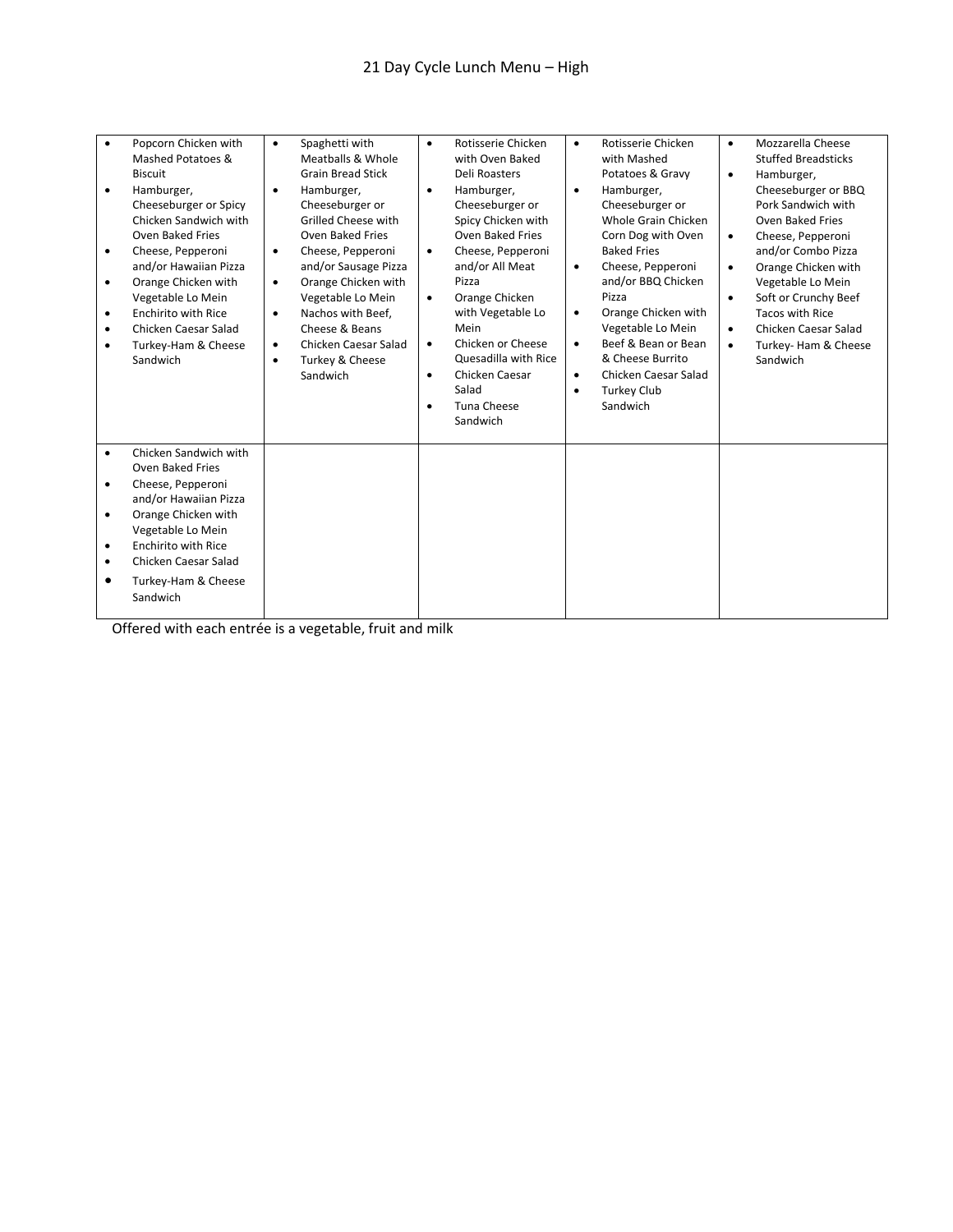# 21 Day Cycle Lunch Menu – High

| | | | | |
|---|---|---|---|---|
| • Popcorn Chicken with Mashed Potatoes & Biscuit<br>• Hamburger, Cheeseburger or Spicy Chicken Sandwich with Oven Baked Fries<br>• Cheese, Pepperoni and/or Hawaiian Pizza<br>• Orange Chicken with Vegetable Lo Mein<br>• Enchirito with Rice<br>• Chicken Caesar Salad<br>• Turkey-Ham & Cheese Sandwich | • Spaghetti with Meatballs & Whole Grain Bread Stick<br>• Hamburger, Cheeseburger or Grilled Cheese with Oven Baked Fries<br>• Cheese, Pepperoni and/or Sausage Pizza<br>• Orange Chicken with Vegetable Lo Mein<br>• Nachos with Beef, Cheese & Beans<br>• Chicken Caesar Salad<br>• Turkey & Cheese Sandwich | • Rotisserie Chicken with Oven Baked Deli Roasters<br>• Hamburger, Cheeseburger or Spicy Chicken with Oven Baked Fries<br>• Cheese, Pepperoni and/or All Meat Pizza<br>• Orange Chicken with Vegetable Lo Mein<br>• Chicken or Cheese Quesadilla with Rice<br>• Chicken Caesar Salad<br>• Tuna Cheese Sandwich | • Rotisserie Chicken with Mashed Potatoes & Gravy<br>• Hamburger, Cheeseburger or Whole Grain Chicken Corn Dog with Oven Baked Fries<br>• Cheese, Pepperoni and/or BBQ Chicken Pizza<br>• Orange Chicken with Vegetable Lo Mein<br>• Beef & Bean or Bean & Cheese Burrito<br>• Chicken Caesar Salad<br>• Turkey Club Sandwich | • Mozzarella Cheese Stuffed Breadsticks<br>• Hamburger, Cheeseburger or BBQ Pork Sandwich with Oven Baked Fries<br>• Cheese, Pepperoni and/or Combo Pizza<br>• Orange Chicken with Vegetable Lo Mein<br>• Soft or Crunchy Beef Tacos with Rice<br>• Chicken Caesar Salad<br>• Turkey- Ham & Cheese Sandwich |
| • Chicken Sandwich with Oven Baked Fries<br>• Cheese, Pepperoni and/or Hawaiian Pizza<br>• Orange Chicken with Vegetable Lo Mein<br>• Enchirito with Rice<br>• Chicken Caesar Salad<br>• Turkey-Ham & Cheese Sandwich | | | | |

Offered with each entrée is a vegetable, fruit and milk